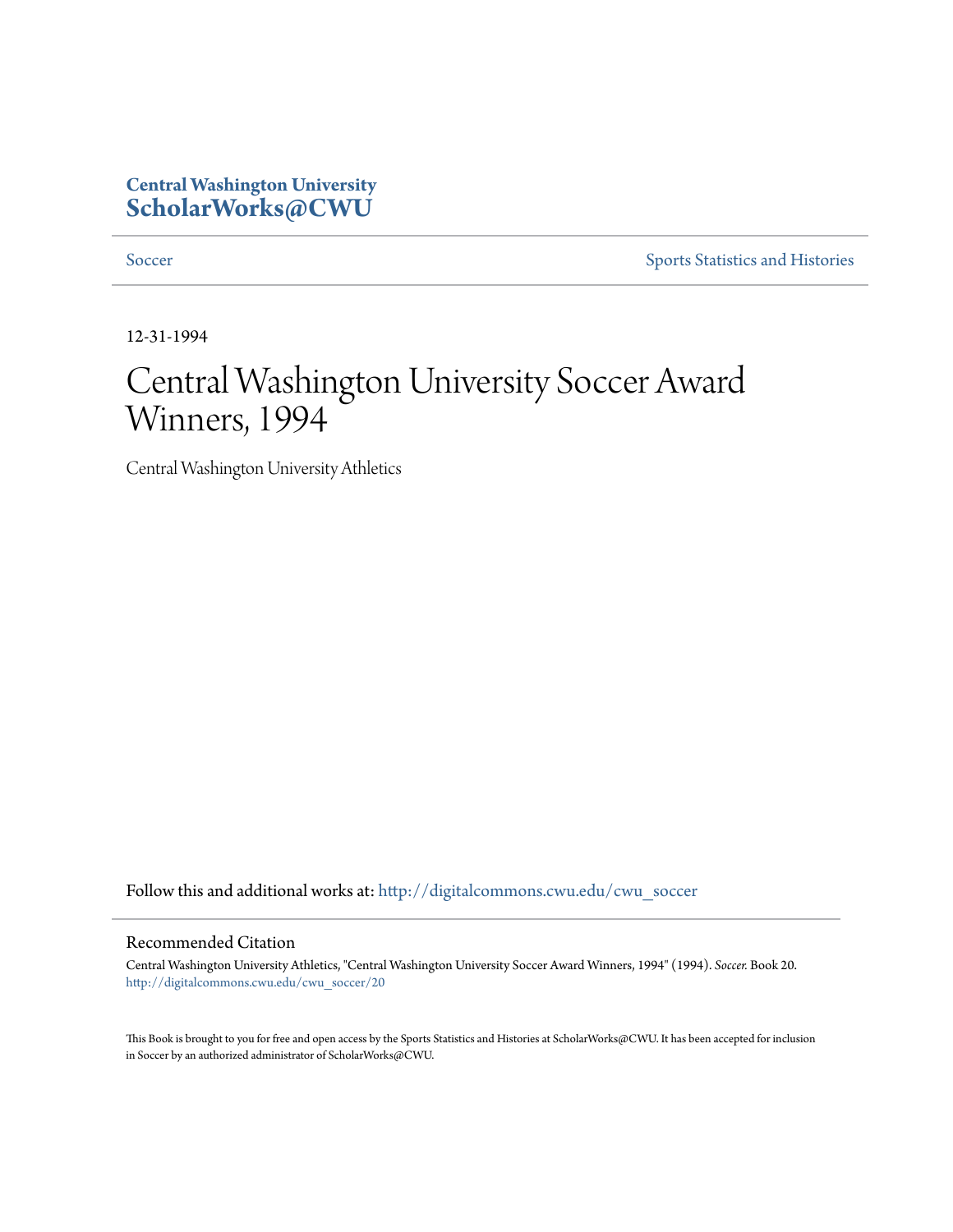Central Washington University
**ScholarWorks@CWU**

Soccer | Sports Statistics and Histories

12-31-1994

# Central Washington University Soccer Award Winners, 1994

Central Washington University Athletics

Follow this and additional works at: http://digitalcommons.cwu.edu/cwu_soccer

## Recommended Citation

Central Washington University Athletics, "Central Washington University Soccer Award Winners, 1994" (1994). *Soccer*. Book 20.
http://digitalcommons.cwu.edu/cwu_soccer/20

This Book is brought to you for free and open access by the Sports Statistics and Histories at ScholarWorks@CWU. It has been accepted for inclusion in Soccer by an authorized administrator of ScholarWorks@CWU.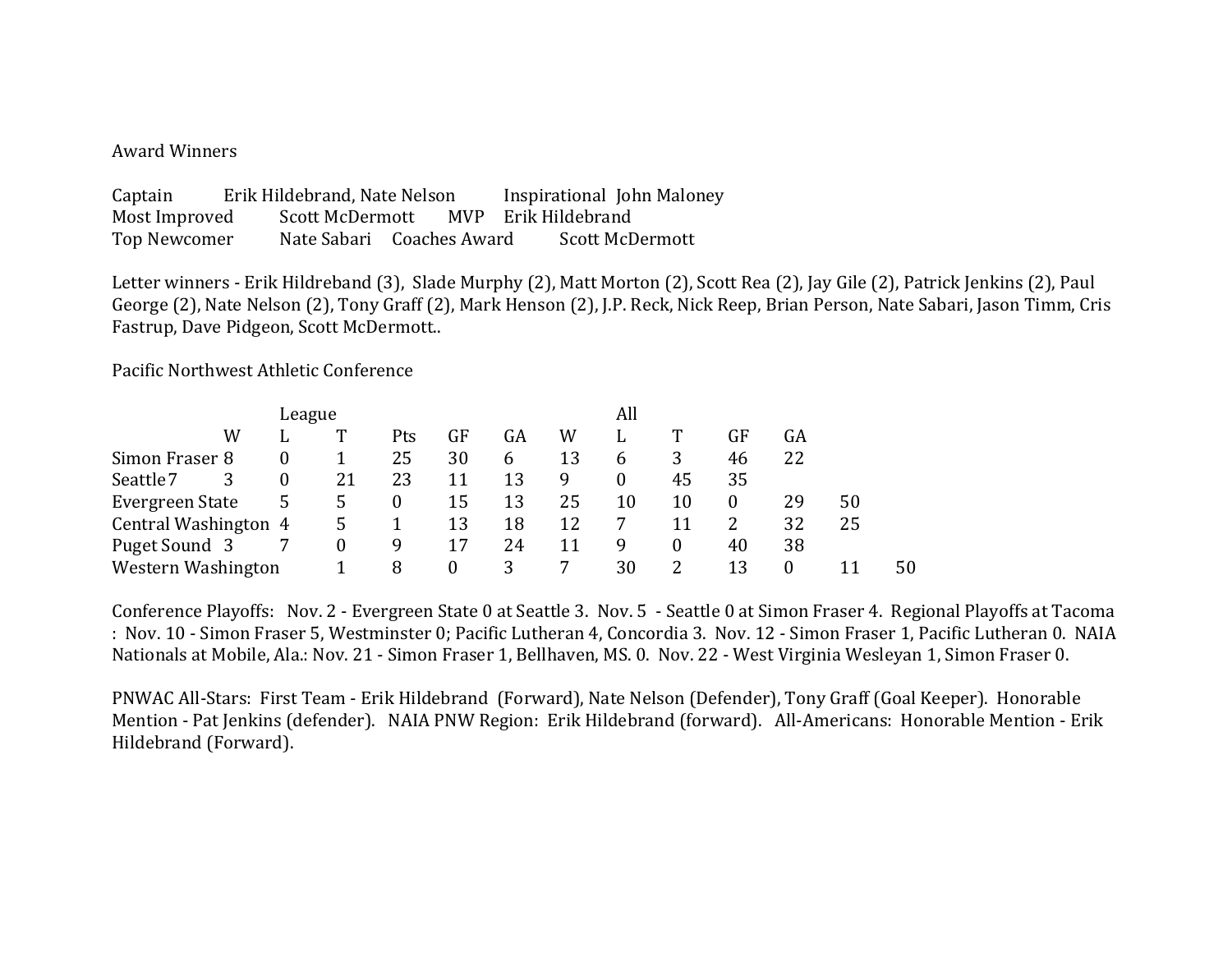Award Winners

Captain Erik Hildebrand, Nate Nelson Inspirational John Maloney
Most Improved Scott McDermott MVP Erik Hildebrand
Top Newcomer Nate Sabari Coaches Award Scott McDermott

Letter winners - Erik Hildreband (3), Slade Murphy (2), Matt Morton (2), Scott Rea (2), Jay Gile (2), Patrick Jenkins (2), Paul George (2), Nate Nelson (2), Tony Graff (2), Mark Henson (2), J.P. Reck, Nick Reep, Brian Person, Nate Sabari, Jason Timm, Cris Fastrup, Dave Pidgeon, Scott McDermott..

Pacific Northwest Athletic Conference

| | | League | | | | | | All | | | | | |
|---|---|---|---|---|---|---|---|---|---|---|---|---|---|
| | W | L | T | Pts | GF | GA | W | L | T | GF | GA | | |
| Simon Fraser | 8 | 0 | 1 | 25 | 30 | 6 | 13 | 6 | 3 | 46 | 22 | | |
| Seattle7 | 3 | 0 | 21 | 23 | 11 | 13 | 9 | 0 | 45 | 35 | | | |
| Evergreen State | | 5 | 5 | 0 | 15 | 13 | 25 | 10 | 10 | 0 | 29 | 50 | |
| Central Washington | | 4 | 5 | 1 | 13 | 18 | 12 | 7 | 11 | 2 | 32 | 25 | |
| Puget Sound | 3 | 7 | 0 | 9 | 17 | 24 | 11 | 9 | 0 | 40 | 38 | | |
| Western Washington | | | 1 | 8 | 0 | 3 | 7 | 30 | 2 | 13 | 0 | 11 | 50 |

Conference Playoffs: Nov. 2 - Evergreen State 0 at Seattle 3. Nov. 5 - Seattle 0 at Simon Fraser 4. Regional Playoffs at Tacoma : Nov. 10 - Simon Fraser 5, Westminster 0; Pacific Lutheran 4, Concordia 3. Nov. 12 - Simon Fraser 1, Pacific Lutheran 0. NAIA Nationals at Mobile, Ala.: Nov. 21 - Simon Fraser 1, Bellhaven, MS. 0. Nov. 22 - West Virginia Wesleyan 1, Simon Fraser 0.

PNWAC All-Stars: First Team - Erik Hildebrand (Forward), Nate Nelson (Defender), Tony Graff (Goal Keeper). Honorable Mention - Pat Jenkins (defender). NAIA PNW Region: Erik Hildebrand (forward). All-Americans: Honorable Mention - Erik Hildebrand (Forward).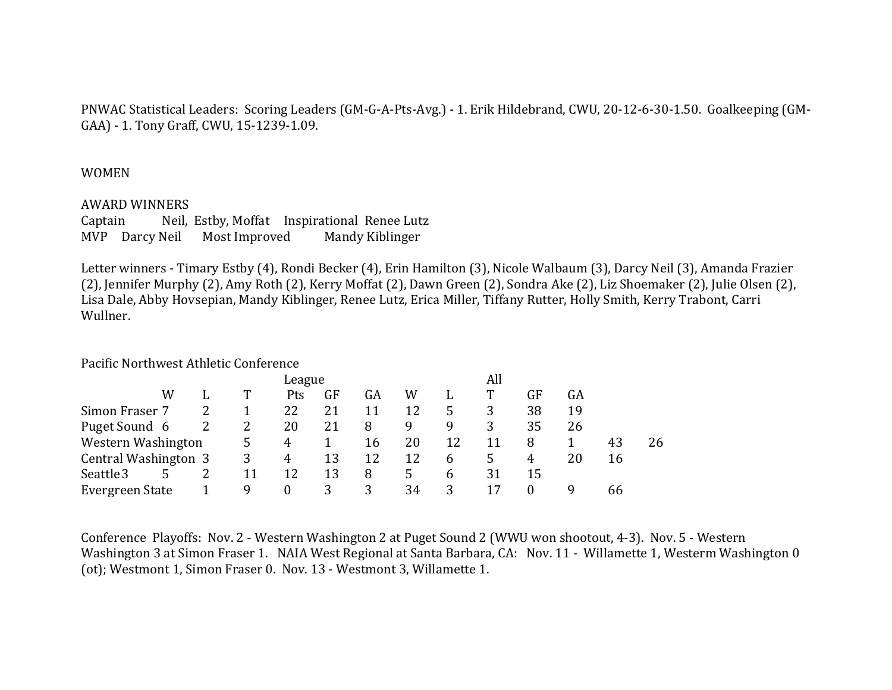PNWAC Statistical Leaders: Scoring Leaders (GM-G-A-Pts-Avg.) - 1. Erik Hildebrand, CWU, 20-12-6-30-1.50. Goalkeeping (GM-GAA) - 1. Tony Graff, CWU, 15-1239-1.09.

## WOMEN

### AWARD WINNERS

Captain Neil, Estby, Moffat Inspirational Renee Lutz

MVP Darcy Neil Most Improved Mandy Kiblinger

Letter winners - Timary Estby (4), Rondi Becker (4), Erin Hamilton (3), Nicole Walbaum (3), Darcy Neil (3), Amanda Frazier (2), Jennifer Murphy (2), Amy Roth (2), Kerry Moffat (2), Dawn Green (2), Sondra Ake (2), Liz Shoemaker (2), Julie Olsen (2), Lisa Dale, Abby Hovsepian, Mandy Kiblinger, Renee Lutz, Erica Miller, Tiffany Rutter, Holly Smith, Kerry Trabont, Carri Wullner.

Pacific Northwest Athletic Conference

| | League | | | | | | All | | | | |
|---|---|---|---|---|---|---|---|---|---|---|---|
| | W | L | T | Pts | GF | GA | W | L | T | GF | GA |
| Simon Fraser | 7 | 2 | 1 | 22 | 21 | 11 | 12 | 5 | 3 | 38 | 19 |
| Puget Sound | 6 | 2 | 2 | 20 | 21 | 8 | 9 | 9 | 3 | 35 | 26 |
| Western Washington | 5 | 4 | 1 | 16 | 20 | 12 | 11 | 8 | 1 | 43 | 26 |
| Central Washington | 3 | 3 | 4 | 13 | 12 | 12 | 6 | 5 | 4 | 20 | 16 |
| Seattle | 3 | 5 | 2 | 11 | 12 | 13 | 8 | 5 | 6 | 31 | 15 |
| Evergreen State | 1 | 9 | 0 | 3 | 3 | 34 | 3 | 17 | 0 | 9 | 66 |

Conference Playoffs: Nov. 2 - Western Washington 2 at Puget Sound 2 (WWU won shootout, 4-3). Nov. 5 - Western Washington 3 at Simon Fraser 1. NAIA West Regional at Santa Barbara, CA: Nov. 11 - Willamette 1, Westerm Washington 0 (ot); Westmont 1, Simon Fraser 0. Nov. 13 - Westmont 3, Willamette 1.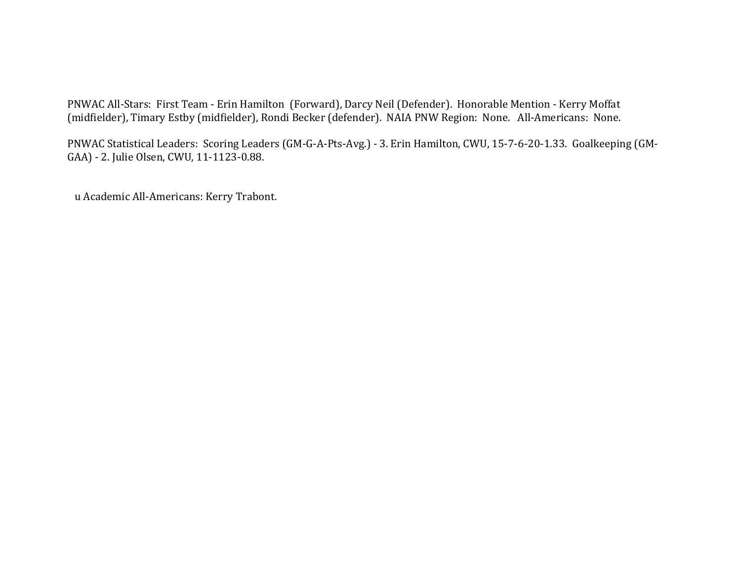PNWAC All-Stars: First Team - Erin Hamilton (Forward), Darcy Neil (Defender). Honorable Mention - Kerry Moffat (midfielder), Timary Estby (midfielder), Rondi Becker (defender). NAIA PNW Region: None. All-Americans: None.

PNWAC Statistical Leaders: Scoring Leaders (GM-G-A-Pts-Avg.) - 3. Erin Hamilton, CWU, 15-7-6-20-1.33. Goalkeeping (GM-GAA) - 2. Julie Olsen, CWU, 11-1123-0.88.

u Academic All-Americans: Kerry Trabont.